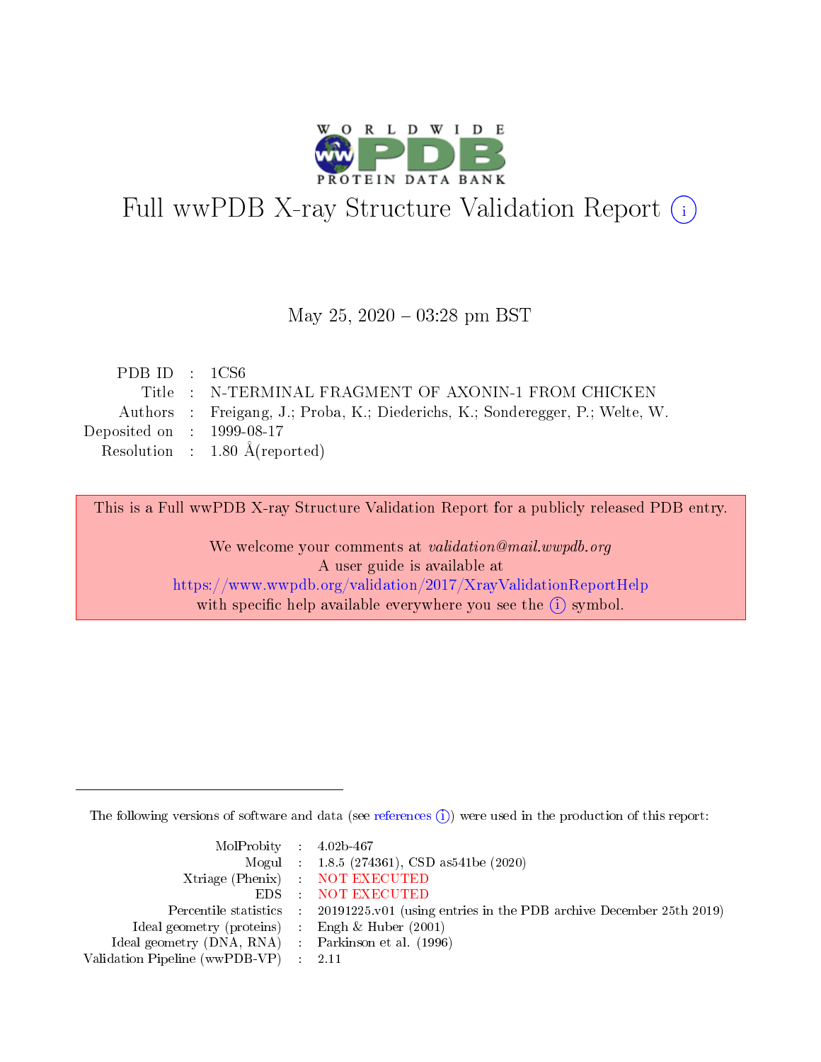# Full wwPDB X-ray Structure Validation Report (i)

May 25, 2020 – 03:28 pm BST

| | | |
|---|---|---|
| PDB ID | : | 1CS6 |
| Title | : | N-TERMINAL FRAGMENT OF AXONIN-1 FROM CHICKEN |
| Authors | : | Freigang, J.; Proba, K.; Diederichs, K.; Sonderegger, P.; Welte, W. |
| Deposited on | : | 1999-08-17 |
| Resolution | : | 1.80 Å(reported) |

This is a Full wwPDB X-ray Structure Validation Report for a publicly released PDB entry.

We welcome your comments at *validation@mail.wwpdb.org*
A user guide is available at
https://www.wwpdb.org/validation/2017/XrayValidationReportHelp
with specific help available everywhere you see the (i) symbol.

The following versions of software and data (see references (i)) were used in the production of this report:

| | | |
|---|---|---|
| MolProbity | : | 4.02b-467 |
| Mogul | : | 1.8.5 (274361), CSD as541be (2020) |
| Xtriage (Phenix) | : | NOT EXECUTED |
| EDS | : | NOT EXECUTED |
| Percentile statistics | : | 20191225.v01 (using entries in the PDB archive December 25th 2019) |
| Ideal geometry (proteins) | : | Engh & Huber (2001) |
| Ideal geometry (DNA, RNA) | : | Parkinson et al. (1996) |
| Validation Pipeline (wwPDB-VP) | : | 2.11 |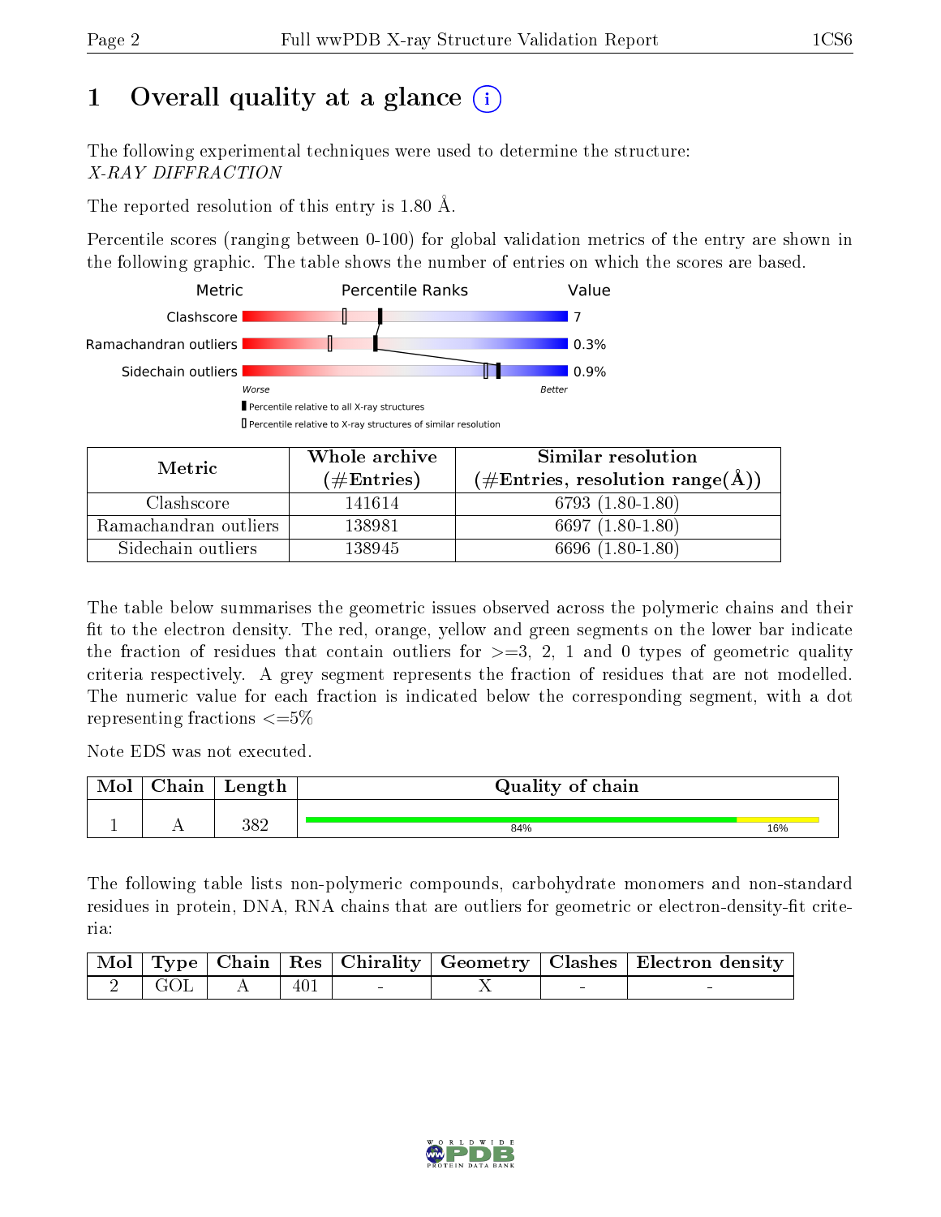# 1 Overall quality at a glance (i)

The following experimental techniques were used to determine the structure:
*X-RAY DIFFRACTION*

The reported resolution of this entry is 1.80 Å.

Percentile scores (ranging between 0-100) for global validation metrics of the entry are shown in the following graphic. The table shows the number of entries on which the scores are based.

| Metric | Value |
|---|---|
| Clashscore | 7 |
| Ramachandran outliers | 0.3% |
| Sidechain outliers | 0.9% |

Worse — Better

▮ Percentile relative to all X-ray structures
▯ Percentile relative to X-ray structures of similar resolution

| Metric | Whole archive (#Entries) | Similar resolution (#Entries, resolution range(Å)) |
|---|---|---|
| Clashscore | 141614 | 6793 (1.80-1.80) |
| Ramachandran outliers | 138981 | 6697 (1.80-1.80) |
| Sidechain outliers | 138945 | 6696 (1.80-1.80) |

The table below summarises the geometric issues observed across the polymeric chains and their fit to the electron density. The red, orange, yellow and green segments on the lower bar indicate the fraction of residues that contain outliers for >=3, 2, 1 and 0 types of geometric quality criteria respectively. A grey segment represents the fraction of residues that are not modelled. The numeric value for each fraction is indicated below the corresponding segment, with a dot representing fractions <=5%

Note EDS was not executed.

| Mol | Chain | Length | Quality of chain |
|---|---|---|---|
| 1 | A | 382 | 84% / 16% |

The following table lists non-polymeric compounds, carbohydrate monomers and non-standard residues in protein, DNA, RNA chains that are outliers for geometric or electron-density-fit criteria:

| Mol | Type | Chain | Res | Chirality | Geometry | Clashes | Electron density |
|---|---|---|---|---|---|---|---|
| 2 | GOL | A | 401 | - | X | - | - |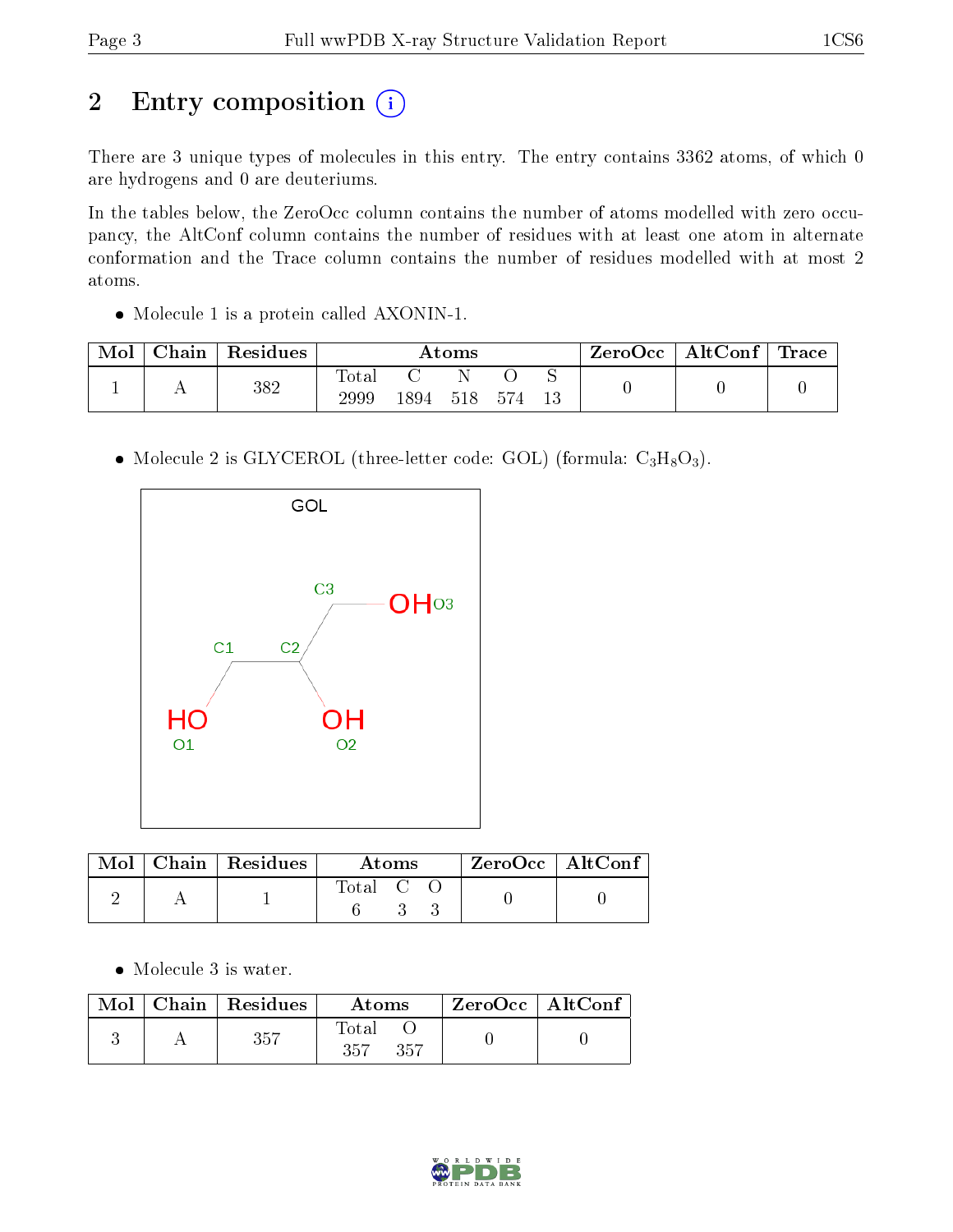# 2 Entry composition

There are 3 unique types of molecules in this entry. The entry contains 3362 atoms, of which 0 are hydrogens and 0 are deuteriums.

In the tables below, the ZeroOcc column contains the number of atoms modelled with zero occupancy, the AltConf column contains the number of residues with at least one atom in alternate conformation and the Trace column contains the number of residues modelled with at most 2 atoms.

- Molecule 1 is a protein called AXONIN-1.

| Mol | Chain | Residues | Atoms | | | | | ZeroOcc | AltConf | Trace |
|---|---|---|---|---|---|---|---|---|---|---|
| | | | Total | C | N | O | S | | | |
| 1 | A | 382 | 2999 | 1894 | 518 | 574 | 13 | 0 | 0 | 0 |

- Molecule 2 is GLYCEROL (three-letter code: GOL) (formula: $C_3H_8O_3$).

| Mol | Chain | Residues | Atoms | | | ZeroOcc | AltConf |
|---|---|---|---|---|---|---|---|
| | | | Total | C | O | | |
| 2 | A | 1 | 6 | 3 | 3 | 0 | 0 |

- Molecule 3 is water.

| Mol | Chain | Residues | Atoms | | ZeroOcc | AltConf |
|---|---|---|---|---|---|---|
| | | | Total | O | | |
| 3 | A | 357 | 357 | 357 | 0 | 0 |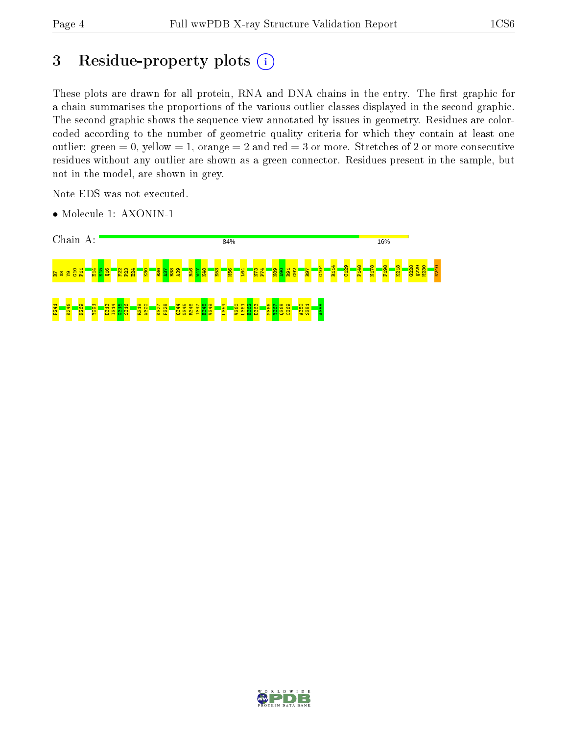# 3 Residue-property plots

These plots are drawn for all protein, RNA and DNA chains in the entry. The first graphic for a chain summarises the proportions of the various outlier classes displayed in the second graphic. The second graphic shows the sequence view annotated by issues in geometry. Residues are color-coded according to the number of geometric quality criteria for which they contain at least one outlier: green = 0, yellow = 1, orange = 2 and red = 3 or more. Stretches of 2 or more consecutive residues without any outlier are shown as a green connector. Residues present in the sample, but not in the model, are shown in grey.

Note EDS was not executed.

- Molecule 1: AXONIN-1

Chain A: 84% 16%

R7 S8 Y9 G10 P11 E14 E15 Q16 F22 P23 E24 K30 R36 A37 R38 A39 R46 W47 K48 E53 M56 L64 N73 P74 N89 A90 R91 G92 R97 G104 R114 C129 P148 N178 F198 K218 G228 Q229 M230 N240

P241 K246 N269 Y291 D313 I314 G315 S316 R319 W320 K327 P328 Q344 N345 R346 I347 E348 V349 L354 V360 L361 E362 D363 M366 Y367 Q368 C369 A380 S381 A388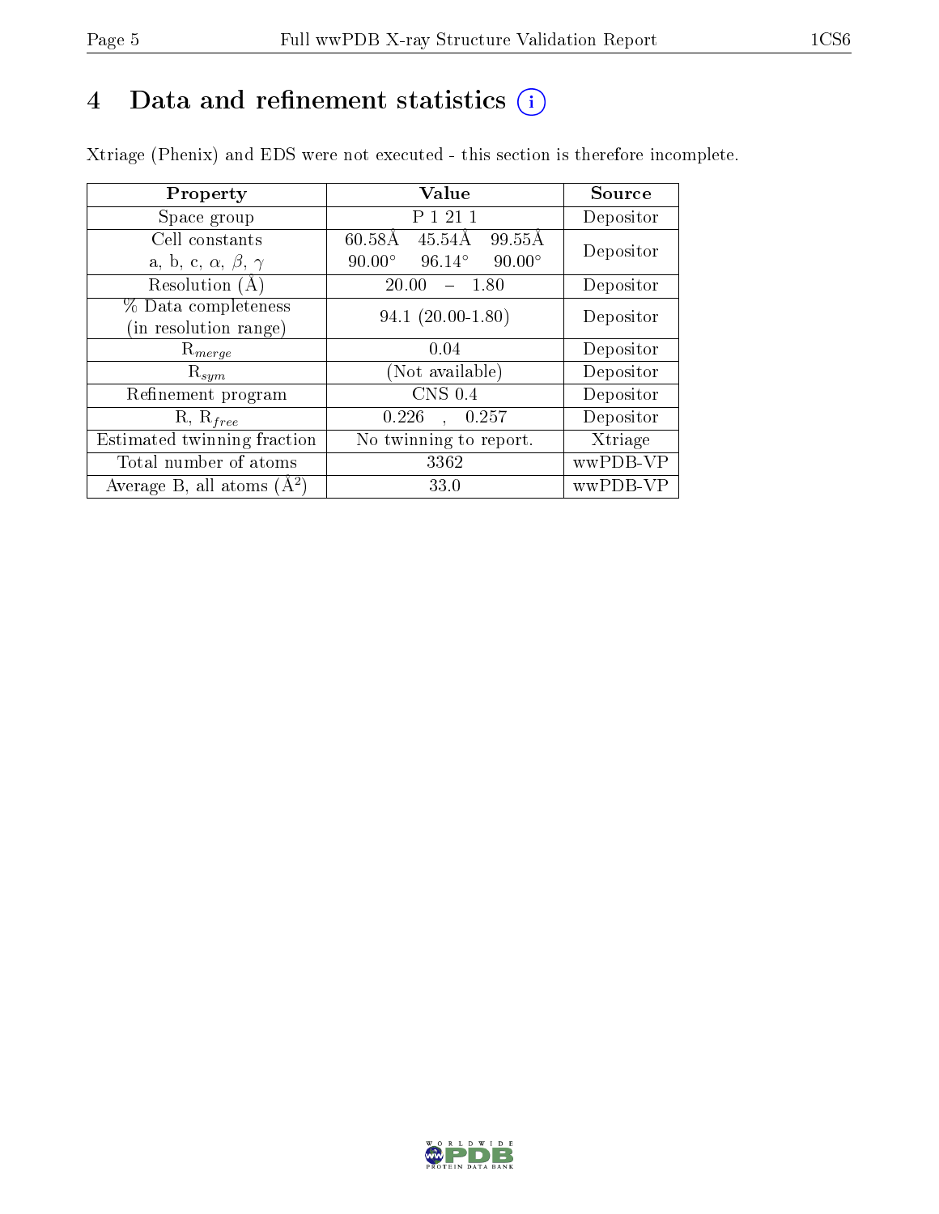# 4 Data and refinement statistics (i)

Xtriage (Phenix) and EDS were not executed - this section is therefore incomplete.

| Property | Value | Source |
|---|---|---|
| Space group | P 1 21 1 | Depositor |
| Cell constants<br>a, b, c, $\alpha$, $\beta$, $\gamma$ | 60.58Å 45.54Å 99.55Å<br>90.00° 96.14° 90.00° | Depositor |
| Resolution (Å) | 20.00 – 1.80 | Depositor |
| % Data completeness<br>(in resolution range) | 94.1 (20.00-1.80) | Depositor |
| $R_{merge}$ | 0.04 | Depositor |
| $R_{sym}$ | (Not available) | Depositor |
| Refinement program | CNS 0.4 | Depositor |
| R, $R_{free}$ | 0.226 , 0.257 | Depositor |
| Estimated twinning fraction | No twinning to report. | Xtriage |
| Total number of atoms | 3362 | wwPDB-VP |
| Average B, all atoms (Å$^2$) | 33.0 | wwPDB-VP |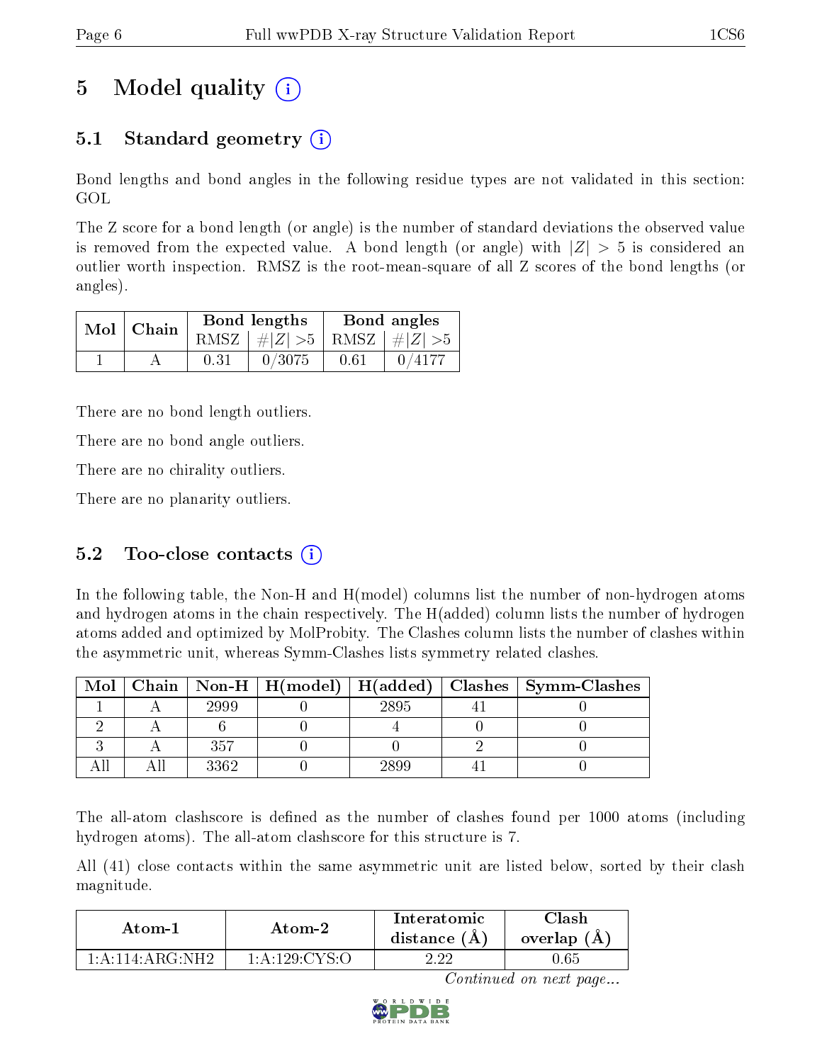# 5 Model quality (i)

## 5.1 Standard geometry (i)

Bond lengths and bond angles in the following residue types are not validated in this section: GOL

The Z score for a bond length (or angle) is the number of standard deviations the observed value is removed from the expected value. A bond length (or angle) with $|Z| > 5$ is considered an outlier worth inspection. RMSZ is the root-mean-square of all Z scores of the bond lengths (or angles).

| Mol | Chain | Bond lengths | | Bond angles | |
|---|---|---|---|---|---|
| | | RMSZ | $\#\|Z\| > 5$ | RMSZ | $\#\|Z\| > 5$ |
| 1 | A | 0.31 | 0/3075 | 0.61 | 0/4177 |

There are no bond length outliers.

There are no bond angle outliers.

There are no chirality outliers.

There are no planarity outliers.

## 5.2 Too-close contacts (i)

In the following table, the Non-H and H(model) columns list the number of non-hydrogen atoms and hydrogen atoms in the chain respectively. The H(added) column lists the number of hydrogen atoms added and optimized by MolProbity. The Clashes column lists the number of clashes within the asymmetric unit, whereas Symm-Clashes lists symmetry related clashes.

| Mol | Chain | Non-H | H(model) | H(added) | Clashes | Symm-Clashes |
|---|---|---|---|---|---|---|
| 1 | A | 2999 | 0 | 2895 | 41 | 0 |
| 2 | A | 6 | 0 | 4 | 0 | 0 |
| 3 | A | 357 | 0 | 0 | 2 | 0 |
| All | All | 3362 | 0 | 2899 | 41 | 0 |

The all-atom clashscore is defined as the number of clashes found per 1000 atoms (including hydrogen atoms). The all-atom clashscore for this structure is 7.

All (41) close contacts within the same asymmetric unit are listed below, sorted by their clash magnitude.

| Atom-1 | Atom-2 | Interatomic distance (Å) | Clash overlap (Å) |
|---|---|---|---|
| 1:A:114:ARG:NH2 | 1:A:129:CYS:O | 2.22 | 0.65 |

*Continued on next page...*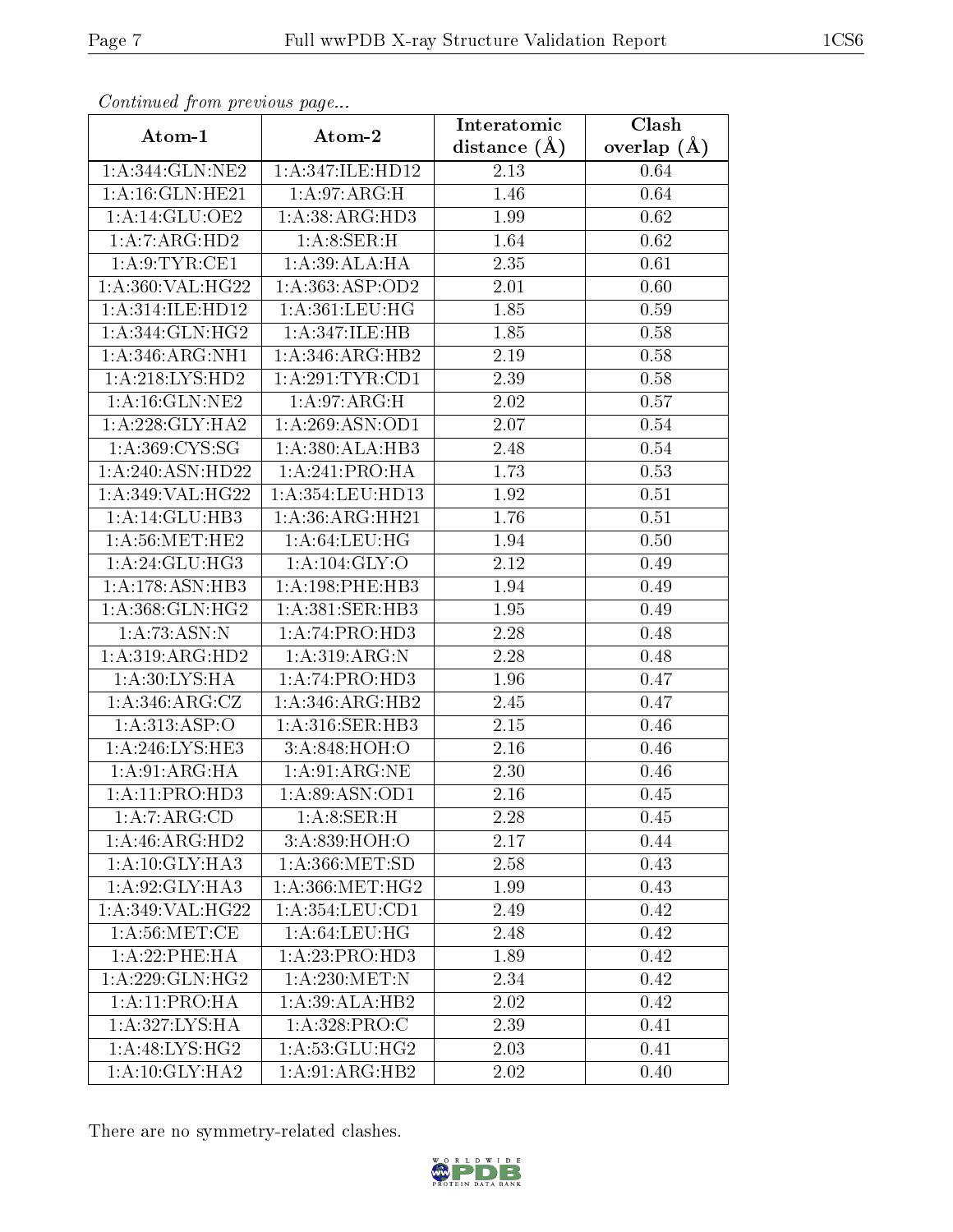*Continued from previous page...*

| Atom-1 | Atom-2 | Interatomic distance (Å) | Clash overlap (Å) |
|---|---|---|---|
| 1:A:344:GLN:NE2 | 1:A:347:ILE:HD12 | 2.13 | 0.64 |
| 1:A:16:GLN:HE21 | 1:A:97:ARG:H | 1.46 | 0.64 |
| 1:A:14:GLU:OE2 | 1:A:38:ARG:HD3 | 1.99 | 0.62 |
| 1:A:7:ARG:HD2 | 1:A:8:SER:H | 1.64 | 0.62 |
| 1:A:9:TYR:CE1 | 1:A:39:ALA:HA | 2.35 | 0.61 |
| 1:A:360:VAL:HG22 | 1:A:363:ASP:OD2 | 2.01 | 0.60 |
| 1:A:314:ILE:HD12 | 1:A:361:LEU:HG | 1.85 | 0.59 |
| 1:A:344:GLN:HG2 | 1:A:347:ILE:HB | 1.85 | 0.58 |
| 1:A:346:ARG:NH1 | 1:A:346:ARG:HB2 | 2.19 | 0.58 |
| 1:A:218:LYS:HD2 | 1:A:291:TYR:CD1 | 2.39 | 0.58 |
| 1:A:16:GLN:NE2 | 1:A:97:ARG:H | 2.02 | 0.57 |
| 1:A:228:GLY:HA2 | 1:A:269:ASN:OD1 | 2.07 | 0.54 |
| 1:A:369:CYS:SG | 1:A:380:ALA:HB3 | 2.48 | 0.54 |
| 1:A:240:ASN:HD22 | 1:A:241:PRO:HA | 1.73 | 0.53 |
| 1:A:349:VAL:HG22 | 1:A:354:LEU:HD13 | 1.92 | 0.51 |
| 1:A:14:GLU:HB3 | 1:A:36:ARG:HH21 | 1.76 | 0.51 |
| 1:A:56:MET:HE2 | 1:A:64:LEU:HG | 1.94 | 0.50 |
| 1:A:24:GLU:HG3 | 1:A:104:GLY:O | 2.12 | 0.49 |
| 1:A:178:ASN:HB3 | 1:A:198:PHE:HB3 | 1.94 | 0.49 |
| 1:A:368:GLN:HG2 | 1:A:381:SER:HB3 | 1.95 | 0.49 |
| 1:A:73:ASN:N | 1:A:74:PRO:HD3 | 2.28 | 0.48 |
| 1:A:319:ARG:HD2 | 1:A:319:ARG:N | 2.28 | 0.48 |
| 1:A:30:LYS:HA | 1:A:74:PRO:HD3 | 1.96 | 0.47 |
| 1:A:346:ARG:CZ | 1:A:346:ARG:HB2 | 2.45 | 0.47 |
| 1:A:313:ASP:O | 1:A:316:SER:HB3 | 2.15 | 0.46 |
| 1:A:246:LYS:HE3 | 3:A:848:HOH:O | 2.16 | 0.46 |
| 1:A:91:ARG:HA | 1:A:91:ARG:NE | 2.30 | 0.46 |
| 1:A:11:PRO:HD3 | 1:A:89:ASN:OD1 | 2.16 | 0.45 |
| 1:A:7:ARG:CD | 1:A:8:SER:H | 2.28 | 0.45 |
| 1:A:46:ARG:HD2 | 3:A:839:HOH:O | 2.17 | 0.44 |
| 1:A:10:GLY:HA3 | 1:A:366:MET:SD | 2.58 | 0.43 |
| 1:A:92:GLY:HA3 | 1:A:366:MET:HG2 | 1.99 | 0.43 |
| 1:A:349:VAL:HG22 | 1:A:354:LEU:CD1 | 2.49 | 0.42 |
| 1:A:56:MET:CE | 1:A:64:LEU:HG | 2.48 | 0.42 |
| 1:A:22:PHE:HA | 1:A:23:PRO:HD3 | 1.89 | 0.42 |
| 1:A:229:GLN:HG2 | 1:A:230:MET:N | 2.34 | 0.42 |
| 1:A:11:PRO:HA | 1:A:39:ALA:HB2 | 2.02 | 0.42 |
| 1:A:327:LYS:HA | 1:A:328:PRO:C | 2.39 | 0.41 |
| 1:A:48:LYS:HG2 | 1:A:53:GLU:HG2 | 2.03 | 0.41 |
| 1:A:10:GLY:HA2 | 1:A:91:ARG:HB2 | 2.02 | 0.40 |

There are no symmetry-related clashes.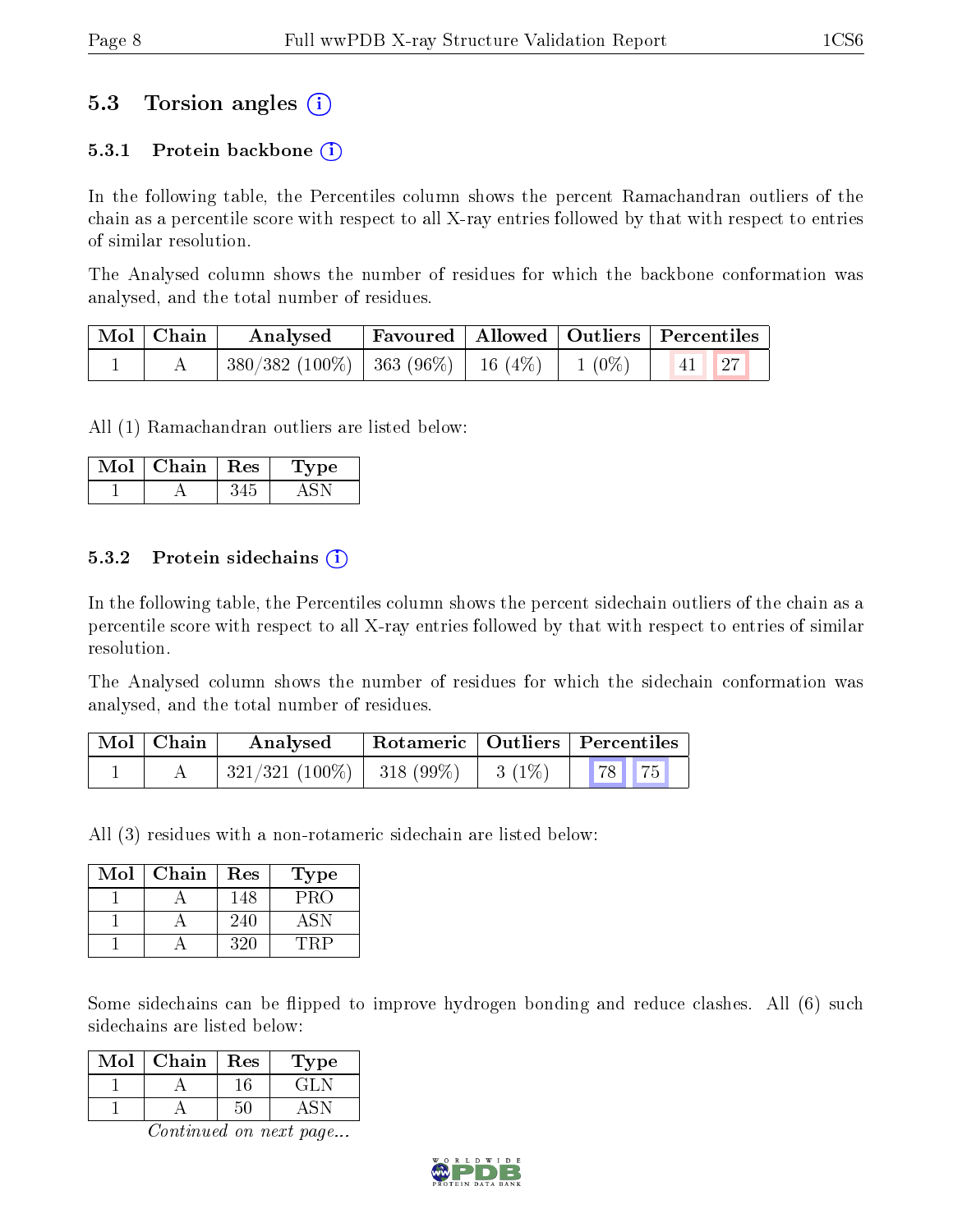## 5.3 Torsion angles

### 5.3.1 Protein backbone

In the following table, the Percentiles column shows the percent Ramachandran outliers of the chain as a percentile score with respect to all X-ray entries followed by that with respect to entries of similar resolution.

The Analysed column shows the number of residues for which the backbone conformation was analysed, and the total number of residues.

| Mol | Chain | Analysed | Favoured | Allowed | Outliers | Percentiles | |
|---|---|---|---|---|---|---|---|
| 1 | A | 380/382 (100%) | 363 (96%) | 16 (4%) | 1 (0%) | 41 | 27 |

All (1) Ramachandran outliers are listed below:

| Mol | Chain | Res | Type |
|---|---|---|---|
| 1 | A | 345 | ASN |

### 5.3.2 Protein sidechains

In the following table, the Percentiles column shows the percent sidechain outliers of the chain as a percentile score with respect to all X-ray entries followed by that with respect to entries of similar resolution.

The Analysed column shows the number of residues for which the sidechain conformation was analysed, and the total number of residues.

| Mol | Chain | Analysed | Rotameric | Outliers | Percentiles | |
|---|---|---|---|---|---|---|
| 1 | A | 321/321 (100%) | 318 (99%) | 3 (1%) | 78 | 75 |

All (3) residues with a non-rotameric sidechain are listed below:

| Mol | Chain | Res | Type |
|---|---|---|---|
| 1 | A | 148 | PRO |
| 1 | A | 240 | ASN |
| 1 | A | 320 | TRP |

Some sidechains can be flipped to improve hydrogen bonding and reduce clashes. All (6) such sidechains are listed below:

| Mol | Chain | Res | Type |
|---|---|---|---|
| 1 | A | 16 | GLN |
| 1 | A | 50 | ASN |

*Continued on next page...*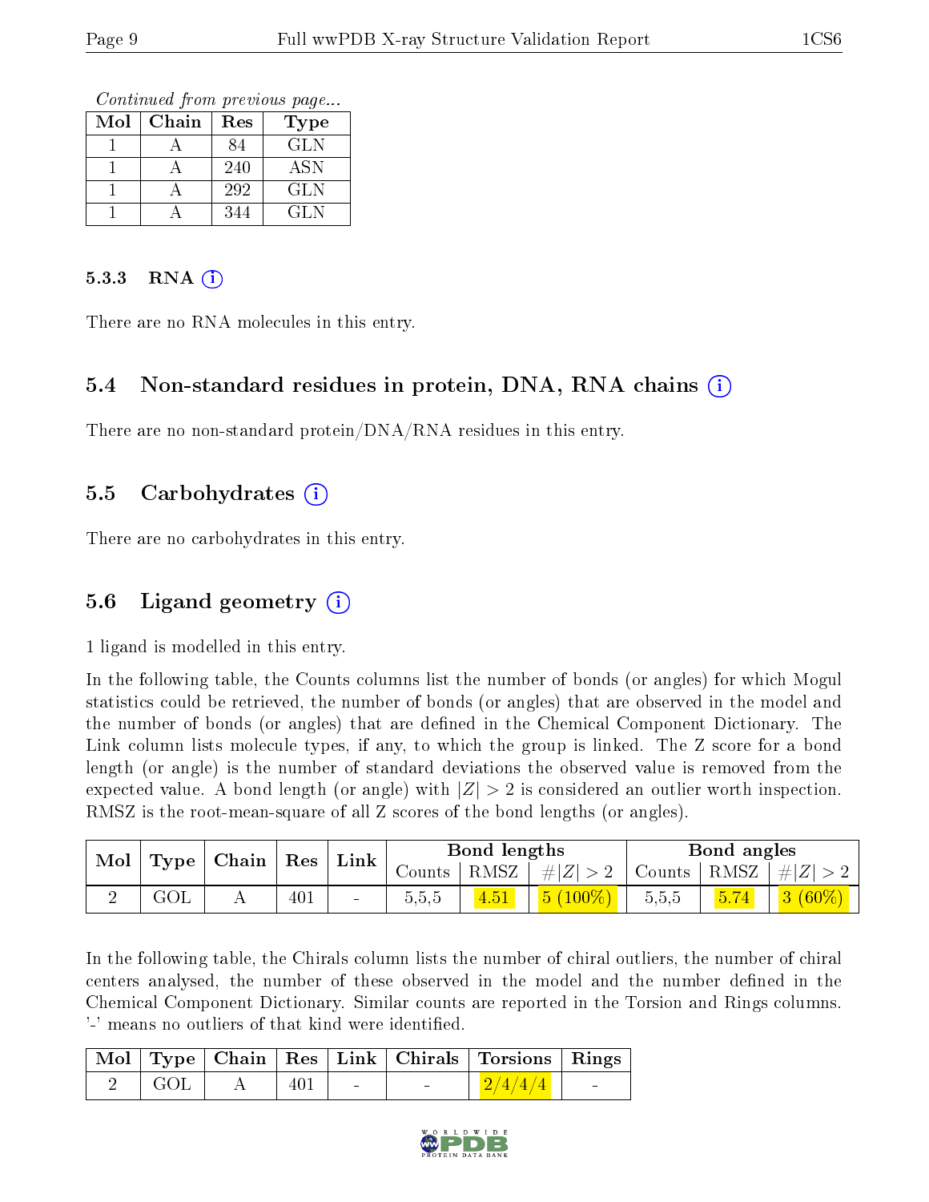*Continued from previous page...*

| Mol | Chain | Res | Type |
|---|---|---|---|
| 1 | A | 84 | GLN |
| 1 | A | 240 | ASN |
| 1 | A | 292 | GLN |
| 1 | A | 344 | GLN |

#### 5.3.3 RNA (i)

There are no RNA molecules in this entry.

### 5.4 Non-standard residues in protein, DNA, RNA chains (i)

There are no non-standard protein/DNA/RNA residues in this entry.

### 5.5 Carbohydrates (i)

There are no carbohydrates in this entry.

### 5.6 Ligand geometry (i)

1 ligand is modelled in this entry.

In the following table, the Counts columns list the number of bonds (or angles) for which Mogul statistics could be retrieved, the number of bonds (or angles) that are observed in the model and the number of bonds (or angles) that are defined in the Chemical Component Dictionary. The Link column lists molecule types, if any, to which the group is linked. The Z score for a bond length (or angle) is the number of standard deviations the observed value is removed from the expected value. A bond length (or angle) with $|Z| > 2$ is considered an outlier worth inspection. RMSZ is the root-mean-square of all Z scores of the bond lengths (or angles).

| Mol | Type | Chain | Res | Link | Bond lengths | | | Bond angles | | |
|---|---|---|---|---|---|---|---|---|---|---|
| | | | | | Counts | RMSZ | $\#\|Z\| > 2$ | Counts | RMSZ | $\#\|Z\| > 2$ |
| 2 | GOL | A | 401 | - | 5,5,5 | 4.51 | 5 (100%) | 5,5,5 | 5.74 | 3 (60%) |

In the following table, the Chirals column lists the number of chiral outliers, the number of chiral centers analysed, the number of these observed in the model and the number defined in the Chemical Component Dictionary. Similar counts are reported in the Torsion and Rings columns. '-' means no outliers of that kind were identified.

| Mol | Type | Chain | Res | Link | Chirals | Torsions | Rings |
|---|---|---|---|---|---|---|---|
| 2 | GOL | A | 401 | - | - | 2/4/4/4 | - |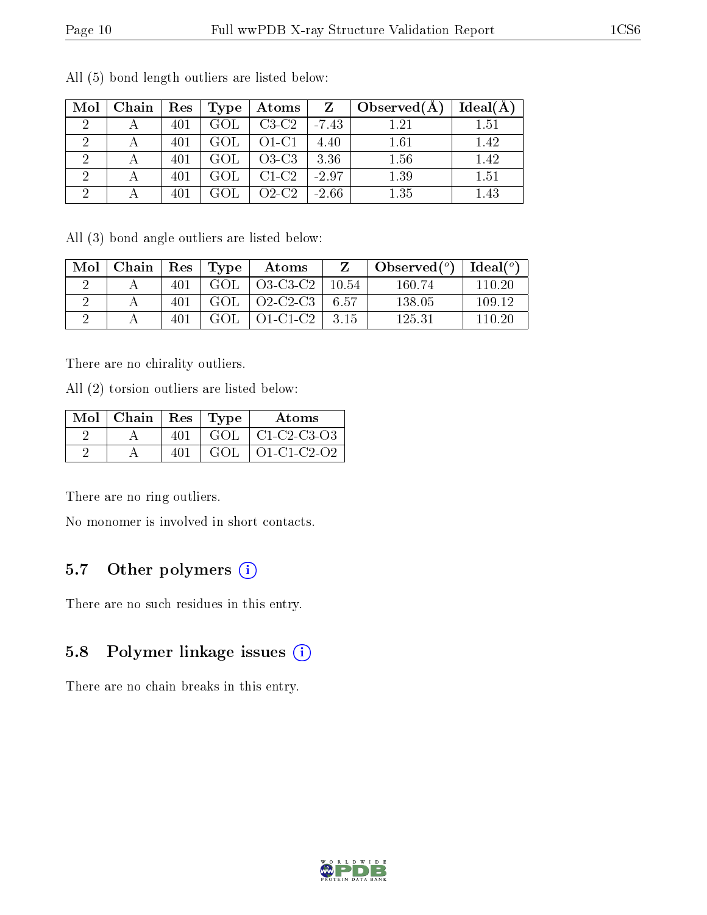All (5) bond length outliers are listed below:

| Mol | Chain | Res | Type | Atoms | Z | Observed(Å) | Ideal(Å) |
|---|---|---|---|---|---|---|---|
| 2 | A | 401 | GOL | C3-C2 | -7.43 | 1.21 | 1.51 |
| 2 | A | 401 | GOL | O1-C1 | 4.40 | 1.61 | 1.42 |
| 2 | A | 401 | GOL | O3-C3 | 3.36 | 1.56 | 1.42 |
| 2 | A | 401 | GOL | C1-C2 | -2.97 | 1.39 | 1.51 |
| 2 | A | 401 | GOL | O2-C2 | -2.66 | 1.35 | 1.43 |

All (3) bond angle outliers are listed below:

| Mol | Chain | Res | Type | Atoms | Z | Observed($^o$) | Ideal($^o$) |
|---|---|---|---|---|---|---|---|
| 2 | A | 401 | GOL | O3-C3-C2 | 10.54 | 160.74 | 110.20 |
| 2 | A | 401 | GOL | O2-C2-C3 | 6.57 | 138.05 | 109.12 |
| 2 | A | 401 | GOL | O1-C1-C2 | 3.15 | 125.31 | 110.20 |

There are no chirality outliers.

All (2) torsion outliers are listed below:

| Mol | Chain | Res | Type | Atoms |
|---|---|---|---|---|
| 2 | A | 401 | GOL | C1-C2-C3-O3 |
| 2 | A | 401 | GOL | O1-C1-C2-O2 |

There are no ring outliers.

No monomer is involved in short contacts.

## 5.7 Other polymers

There are no such residues in this entry.

## 5.8 Polymer linkage issues

There are no chain breaks in this entry.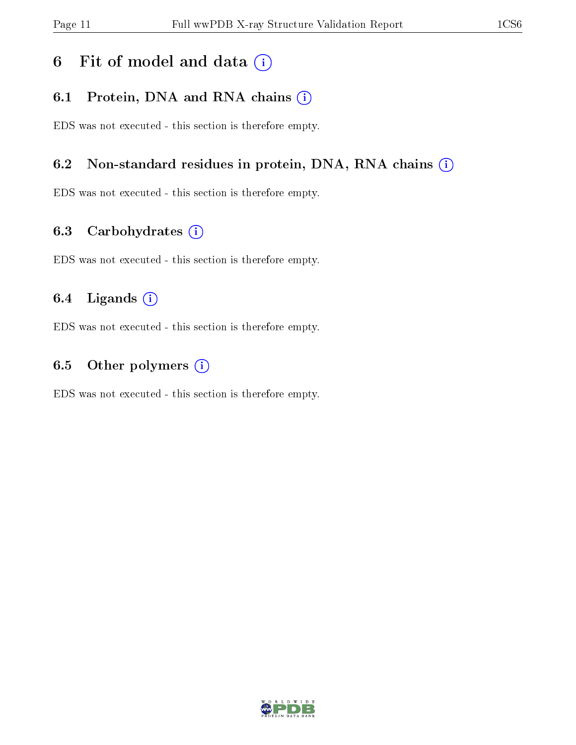# 6 Fit of model and data

## 6.1 Protein, DNA and RNA chains

EDS was not executed - this section is therefore empty.

## 6.2 Non-standard residues in protein, DNA, RNA chains

EDS was not executed - this section is therefore empty.

## 6.3 Carbohydrates

EDS was not executed - this section is therefore empty.

## 6.4 Ligands

EDS was not executed - this section is therefore empty.

## 6.5 Other polymers

EDS was not executed - this section is therefore empty.